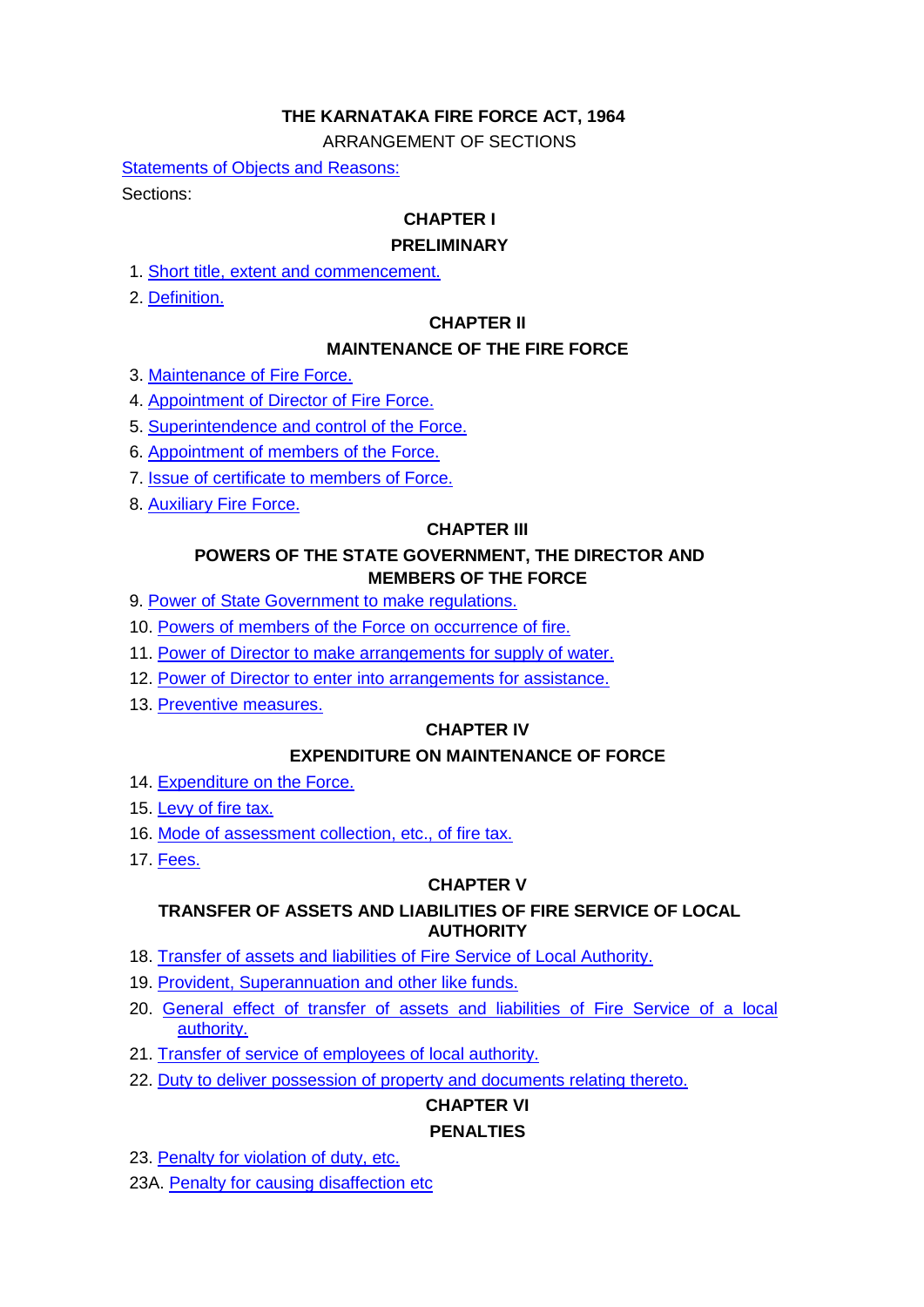# THE KARNATAKA FIRE FORCE ACT, 1964

ARRANGEMENT OF SECTIONS

Statements of Objects and Reasons:

Sections:

## CHAPTER I

## PRELIMINARY

1. Short title, extent and commencement.
2. Definition.

## CHAPTER II

## MAINTENANCE OF THE FIRE FORCE

3. Maintenance of Fire Force.
4. Appointment of Director of Fire Force.
5. Superintendence and control of the Force.
6. Appointment of members of the Force.
7. Issue of certificate to members of Force.
8. Auxiliary Fire Force.

## CHAPTER III

## POWERS OF THE STATE GOVERNMENT, THE DIRECTOR AND MEMBERS OF THE FORCE

9. Power of State Government to make regulations.
10. Powers of members of the Force on occurrence of fire.
11. Power of Director to make arrangements for supply of water.
12. Power of Director to enter into arrangements for assistance.
13. Preventive measures.

## CHAPTER IV

## EXPENDITURE ON MAINTENANCE OF FORCE

14. Expenditure on the Force.
15. Levy of fire tax.
16. Mode of assessment collection, etc., of fire tax.
17. Fees.

## CHAPTER V

## TRANSFER OF ASSETS AND LIABILITIES OF FIRE SERVICE OF LOCAL AUTHORITY

18. Transfer of assets and liabilities of Fire Service of Local Authority.
19. Provident, Superannuation and other like funds.
20. General effect of transfer of assets and liabilities of Fire Service of a local authority.
21. Transfer of service of employees of local authority.
22. Duty to deliver possession of property and documents relating thereto.

## CHAPTER VI

## PENALTIES

23. Penalty for violation of duty, etc.

23A. Penalty for causing disaffection etc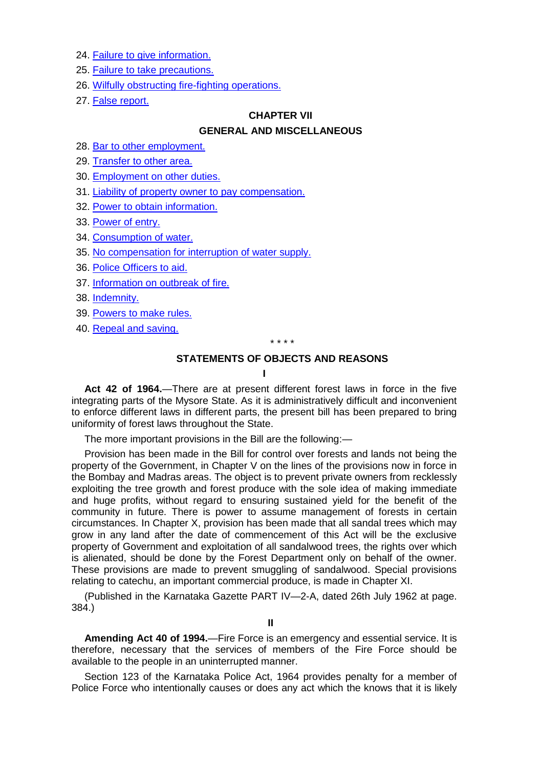24. Failure to give information.
25. Failure to take precautions.
26. Wilfully obstructing fire-fighting operations.
27. False report.

## CHAPTER VII

## GENERAL AND MISCELLANEOUS

28. Bar to other employment.
29. Transfer to other area.
30. Employment on other duties.
31. Liability of property owner to pay compensation.
32. Power to obtain information.
33. Power of entry.
34. Consumption of water.
35. No compensation for interruption of water supply.
36. Police Officers to aid.
37. Information on outbreak of fire.
38. Indemnity.
39. Powers to make rules.
40. Repeal and saving.

\* \* \* \*

## STATEMENTS OF OBJECTS AND REASONS

**I**

**Act 42 of 1964.**—There are at present different forest laws in force in the five integrating parts of the Mysore State. As it is administratively difficult and inconvenient to enforce different laws in different parts, the present bill has been prepared to bring uniformity of forest laws throughout the State.

The more important provisions in the Bill are the following:—

Provision has been made in the Bill for control over forests and lands not being the property of the Government, in Chapter V on the lines of the provisions now in force in the Bombay and Madras areas. The object is to prevent private owners from recklessly exploiting the tree growth and forest produce with the sole idea of making immediate and huge profits, without regard to ensuring sustained yield for the benefit of the community in future. There is power to assume management of forests in certain circumstances. In Chapter X, provision has been made that all sandal trees which may grow in any land after the date of commencement of this Act will be the exclusive property of Government and exploitation of all sandalwood trees, the rights over which is alienated, should be done by the Forest Department only on behalf of the owner. These provisions are made to prevent smuggling of sandalwood. Special provisions relating to catechu, an important commercial produce, is made in Chapter XI.

(Published in the Karnataka Gazette PART IV—2-A, dated 26th July 1962 at page. 384.)

**II**

**Amending Act 40 of 1994.**—Fire Force is an emergency and essential service. It is therefore, necessary that the services of members of the Fire Force should be available to the people in an uninterrupted manner.

Section 123 of the Karnataka Police Act, 1964 provides penalty for a member of Police Force who intentionally causes or does any act which the knows that it is likely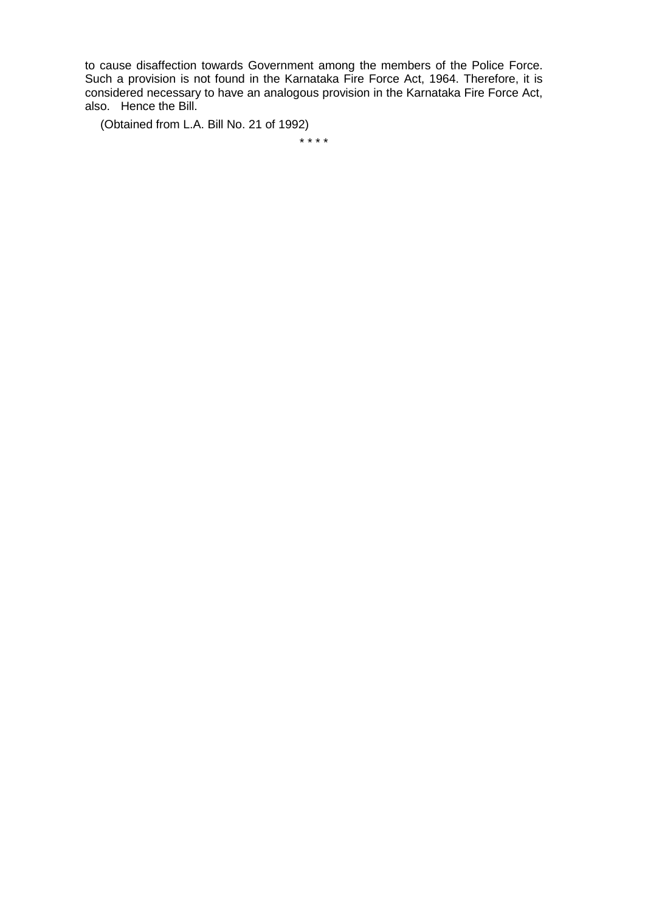to cause disaffection towards Government among the members of the Police Force. Such a provision is not found in the Karnataka Fire Force Act, 1964. Therefore, it is considered necessary to have an analogous provision in the Karnataka Fire Force Act, also. Hence the Bill.

(Obtained from L.A. Bill No. 21 of 1992)

* * * *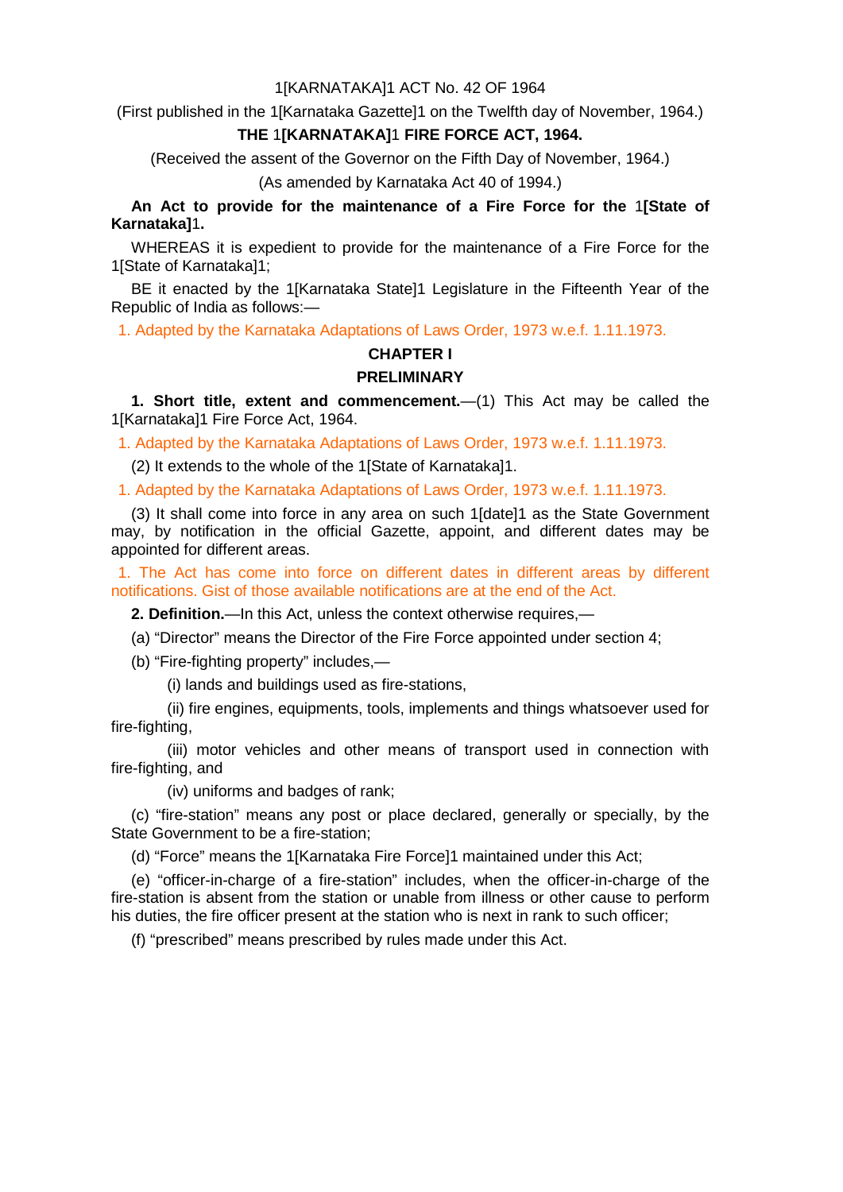1[KARNATAKA]1 ACT No. 42 OF 1964

(First published in the 1[Karnataka Gazette]1 on the Twelfth day of November, 1964.)

**THE 1[KARNATAKA]1 FIRE FORCE ACT, 1964.**

(Received the assent of the Governor on the Fifth Day of November, 1964.)

(As amended by Karnataka Act 40 of 1994.)

**An Act to provide for the maintenance of a Fire Force for the 1[State of Karnataka]1.**

WHEREAS it is expedient to provide for the maintenance of a Fire Force for the 1[State of Karnataka]1;

BE it enacted by the 1[Karnataka State]1 Legislature in the Fifteenth Year of the Republic of India as follows:—

1. Adapted by the Karnataka Adaptations of Laws Order, 1973 w.e.f. 1.11.1973.

## CHAPTER I

## PRELIMINARY

**1. Short title, extent and commencement.**—(1) This Act may be called the 1[Karnataka]1 Fire Force Act, 1964.

1. Adapted by the Karnataka Adaptations of Laws Order, 1973 w.e.f. 1.11.1973.

(2) It extends to the whole of the 1[State of Karnataka]1.

1. Adapted by the Karnataka Adaptations of Laws Order, 1973 w.e.f. 1.11.1973.

(3) It shall come into force in any area on such 1[date]1 as the State Government may, by notification in the official Gazette, appoint, and different dates may be appointed for different areas.

1. The Act has come into force on different dates in different areas by different notifications. Gist of those available notifications are at the end of the Act.

**2. Definition.**—In this Act, unless the context otherwise requires,—

(a) "Director" means the Director of the Fire Force appointed under section 4;

(b) "Fire-fighting property" includes,—

(i) lands and buildings used as fire-stations,

(ii) fire engines, equipments, tools, implements and things whatsoever used for fire-fighting,

(iii) motor vehicles and other means of transport used in connection with fire-fighting, and

(iv) uniforms and badges of rank;

(c) "fire-station" means any post or place declared, generally or specially, by the State Government to be a fire-station;

(d) "Force" means the 1[Karnataka Fire Force]1 maintained under this Act;

(e) "officer-in-charge of a fire-station" includes, when the officer-in-charge of the fire-station is absent from the station or unable from illness or other cause to perform his duties, the fire officer present at the station who is next in rank to such officer;

(f) "prescribed" means prescribed by rules made under this Act.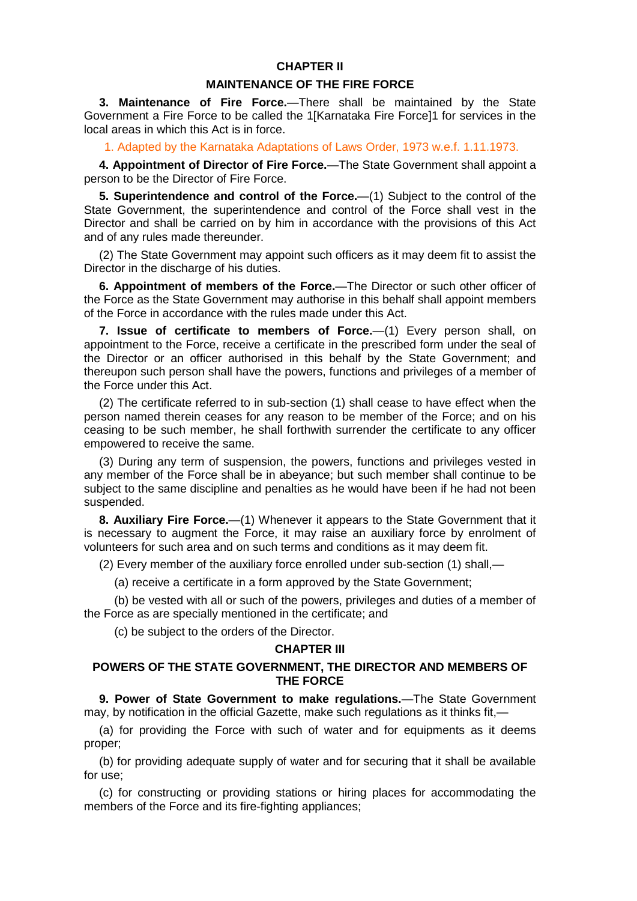## CHAPTER II

## MAINTENANCE OF THE FIRE FORCE

**3. Maintenance of Fire Force.**—There shall be maintained by the State Government a Fire Force to be called the 1[Karnataka Fire Force]1 for services in the local areas in which this Act is in force.

1. Adapted by the Karnataka Adaptations of Laws Order, 1973 w.e.f. 1.11.1973.

**4. Appointment of Director of Fire Force.**—The State Government shall appoint a person to be the Director of Fire Force.

**5. Superintendence and control of the Force.**—(1) Subject to the control of the State Government, the superintendence and control of the Force shall vest in the Director and shall be carried on by him in accordance with the provisions of this Act and of any rules made thereunder.

(2) The State Government may appoint such officers as it may deem fit to assist the Director in the discharge of his duties.

**6. Appointment of members of the Force.**—The Director or such other officer of the Force as the State Government may authorise in this behalf shall appoint members of the Force in accordance with the rules made under this Act.

**7. Issue of certificate to members of Force.**—(1) Every person shall, on appointment to the Force, receive a certificate in the prescribed form under the seal of the Director or an officer authorised in this behalf by the State Government; and thereupon such person shall have the powers, functions and privileges of a member of the Force under this Act.

(2) The certificate referred to in sub-section (1) shall cease to have effect when the person named therein ceases for any reason to be member of the Force; and on his ceasing to be such member, he shall forthwith surrender the certificate to any officer empowered to receive the same.

(3) During any term of suspension, the powers, functions and privileges vested in any member of the Force shall be in abeyance; but such member shall continue to be subject to the same discipline and penalties as he would have been if he had not been suspended.

**8. Auxiliary Fire Force.**—(1) Whenever it appears to the State Government that it is necessary to augment the Force, it may raise an auxiliary force by enrolment of volunteers for such area and on such terms and conditions as it may deem fit.

(2) Every member of the auxiliary force enrolled under sub-section (1) shall,—

(a) receive a certificate in a form approved by the State Government;

(b) be vested with all or such of the powers, privileges and duties of a member of the Force as are specially mentioned in the certificate; and

(c) be subject to the orders of the Director.

## CHAPTER III

## POWERS OF THE STATE GOVERNMENT, THE DIRECTOR AND MEMBERS OF THE FORCE

**9. Power of State Government to make regulations.**—The State Government may, by notification in the official Gazette, make such regulations as it thinks fit,—

(a) for providing the Force with such of water and for equipments as it deems proper;

(b) for providing adequate supply of water and for securing that it shall be available for use;

(c) for constructing or providing stations or hiring places for accommodating the members of the Force and its fire-fighting appliances;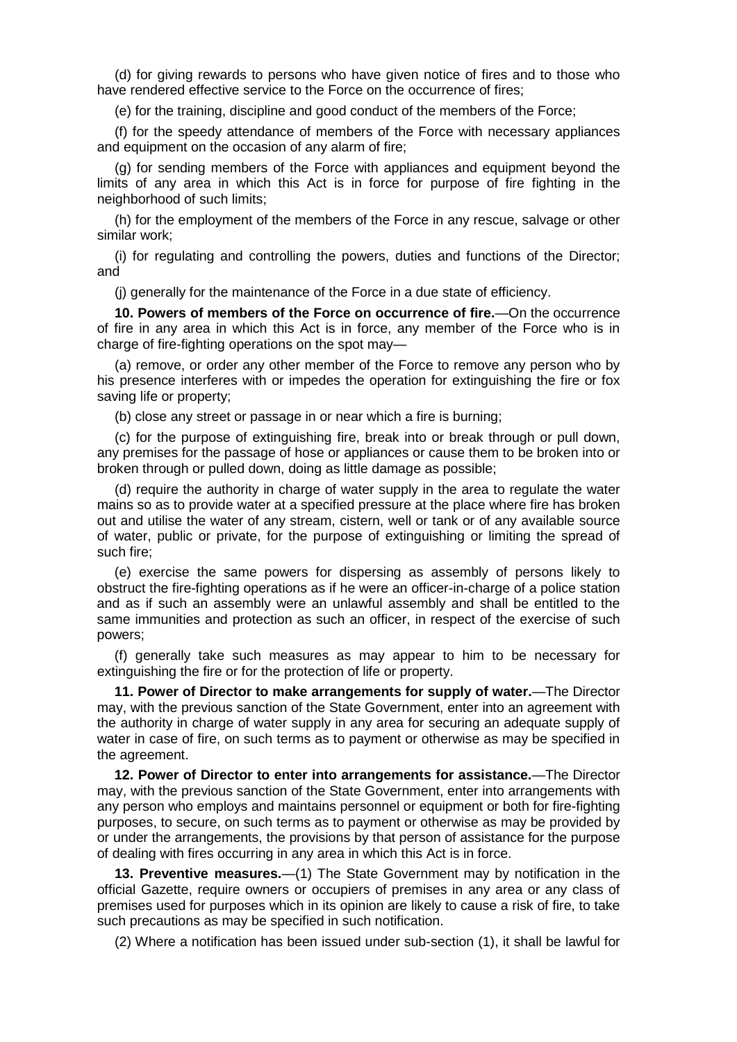(d) for giving rewards to persons who have given notice of fires and to those who have rendered effective service to the Force on the occurrence of fires;

(e) for the training, discipline and good conduct of the members of the Force;

(f) for the speedy attendance of members of the Force with necessary appliances and equipment on the occasion of any alarm of fire;

(g) for sending members of the Force with appliances and equipment beyond the limits of any area in which this Act is in force for purpose of fire fighting in the neighborhood of such limits;

(h) for the employment of the members of the Force in any rescue, salvage or other similar work;

(i) for regulating and controlling the powers, duties and functions of the Director; and

(j) generally for the maintenance of the Force in a due state of efficiency.

**10. Powers of members of the Force on occurrence of fire.**—On the occurrence of fire in any area in which this Act is in force, any member of the Force who is in charge of fire-fighting operations on the spot may—

(a) remove, or order any other member of the Force to remove any person who by his presence interferes with or impedes the operation for extinguishing the fire or fox saving life or property;

(b) close any street or passage in or near which a fire is burning;

(c) for the purpose of extinguishing fire, break into or break through or pull down, any premises for the passage of hose or appliances or cause them to be broken into or broken through or pulled down, doing as little damage as possible;

(d) require the authority in charge of water supply in the area to regulate the water mains so as to provide water at a specified pressure at the place where fire has broken out and utilise the water of any stream, cistern, well or tank or of any available source of water, public or private, for the purpose of extinguishing or limiting the spread of such fire;

(e) exercise the same powers for dispersing as assembly of persons likely to obstruct the fire-fighting operations as if he were an officer-in-charge of a police station and as if such an assembly were an unlawful assembly and shall be entitled to the same immunities and protection as such an officer, in respect of the exercise of such powers;

(f) generally take such measures as may appear to him to be necessary for extinguishing the fire or for the protection of life or property.

**11. Power of Director to make arrangements for supply of water.**—The Director may, with the previous sanction of the State Government, enter into an agreement with the authority in charge of water supply in any area for securing an adequate supply of water in case of fire, on such terms as to payment or otherwise as may be specified in the agreement.

**12. Power of Director to enter into arrangements for assistance.**—The Director may, with the previous sanction of the State Government, enter into arrangements with any person who employs and maintains personnel or equipment or both for fire-fighting purposes, to secure, on such terms as to payment or otherwise as may be provided by or under the arrangements, the provisions by that person of assistance for the purpose of dealing with fires occurring in any area in which this Act is in force.

**13. Preventive measures.**—(1) The State Government may by notification in the official Gazette, require owners or occupiers of premises in any area or any class of premises used for purposes which in its opinion are likely to cause a risk of fire, to take such precautions as may be specified in such notification.

(2) Where a notification has been issued under sub-section (1), it shall be lawful for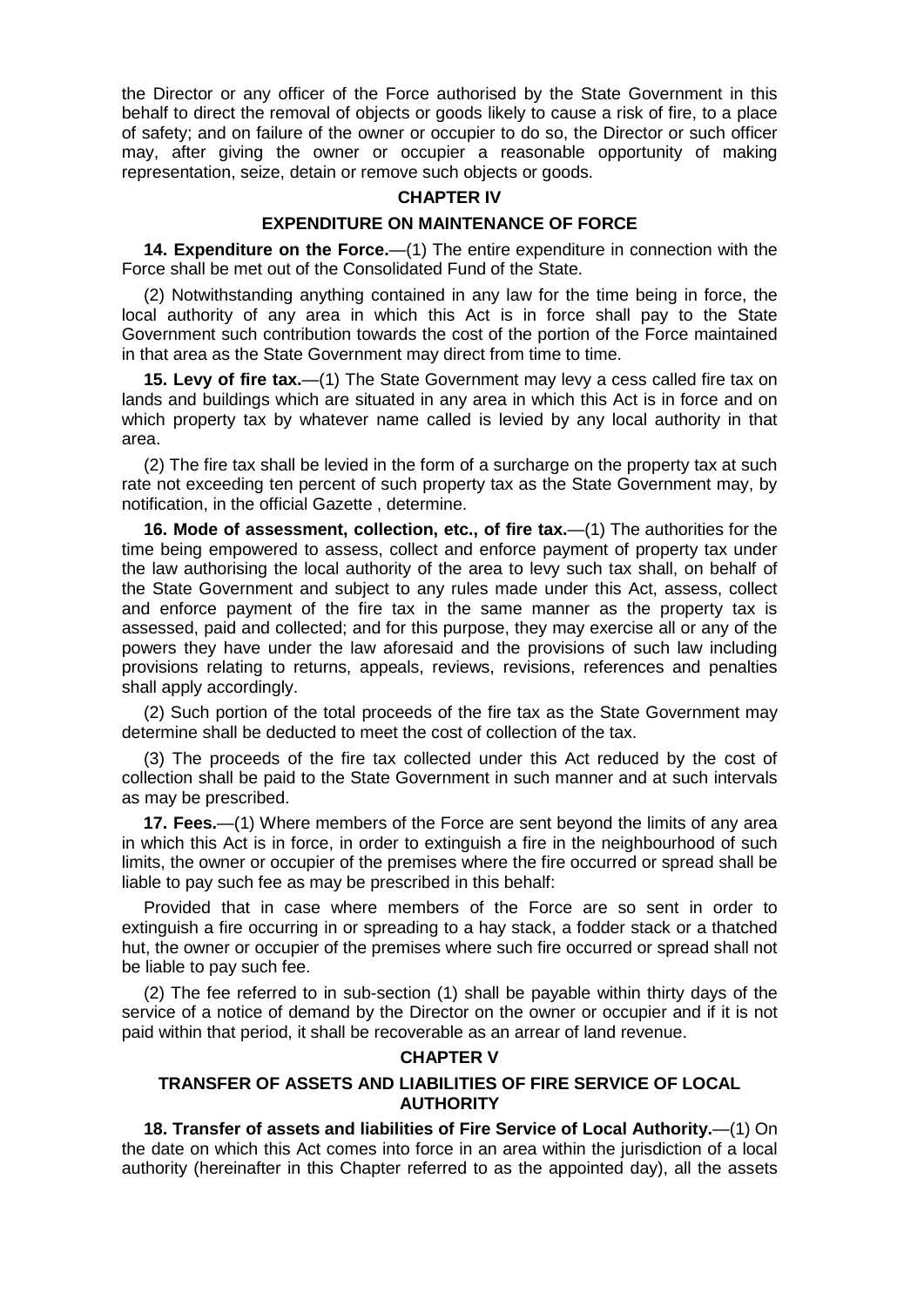the Director or any officer of the Force authorised by the State Government in this behalf to direct the removal of objects or goods likely to cause a risk of fire, to a place of safety; and on failure of the owner or occupier to do so, the Director or such officer may, after giving the owner or occupier a reasonable opportunity of making representation, seize, detain or remove such objects or goods.

## CHAPTER IV

## EXPENDITURE ON MAINTENANCE OF FORCE

**14. Expenditure on the Force.**—(1) The entire expenditure in connection with the Force shall be met out of the Consolidated Fund of the State.

(2) Notwithstanding anything contained in any law for the time being in force, the local authority of any area in which this Act is in force shall pay to the State Government such contribution towards the cost of the portion of the Force maintained in that area as the State Government may direct from time to time.

**15. Levy of fire tax.**—(1) The State Government may levy a cess called fire tax on lands and buildings which are situated in any area in which this Act is in force and on which property tax by whatever name called is levied by any local authority in that area.

(2) The fire tax shall be levied in the form of a surcharge on the property tax at such rate not exceeding ten percent of such property tax as the State Government may, by notification, in the official Gazette , determine.

**16. Mode of assessment, collection, etc., of fire tax.**—(1) The authorities for the time being empowered to assess, collect and enforce payment of property tax under the law authorising the local authority of the area to levy such tax shall, on behalf of the State Government and subject to any rules made under this Act, assess, collect and enforce payment of the fire tax in the same manner as the property tax is assessed, paid and collected; and for this purpose, they may exercise all or any of the powers they have under the law aforesaid and the provisions of such law including provisions relating to returns, appeals, reviews, revisions, references and penalties shall apply accordingly.

(2) Such portion of the total proceeds of the fire tax as the State Government may determine shall be deducted to meet the cost of collection of the tax.

(3) The proceeds of the fire tax collected under this Act reduced by the cost of collection shall be paid to the State Government in such manner and at such intervals as may be prescribed.

**17. Fees.**—(1) Where members of the Force are sent beyond the limits of any area in which this Act is in force, in order to extinguish a fire in the neighbourhood of such limits, the owner or occupier of the premises where the fire occurred or spread shall be liable to pay such fee as may be prescribed in this behalf:

Provided that in case where members of the Force are so sent in order to extinguish a fire occurring in or spreading to a hay stack, a fodder stack or a thatched hut, the owner or occupier of the premises where such fire occurred or spread shall not be liable to pay such fee.

(2) The fee referred to in sub-section (1) shall be payable within thirty days of the service of a notice of demand by the Director on the owner or occupier and if it is not paid within that period, it shall be recoverable as an arrear of land revenue.

## CHAPTER V

## TRANSFER OF ASSETS AND LIABILITIES OF FIRE SERVICE OF LOCAL AUTHORITY

**18. Transfer of assets and liabilities of Fire Service of Local Authority.**—(1) On the date on which this Act comes into force in an area within the jurisdiction of a local authority (hereinafter in this Chapter referred to as the appointed day), all the assets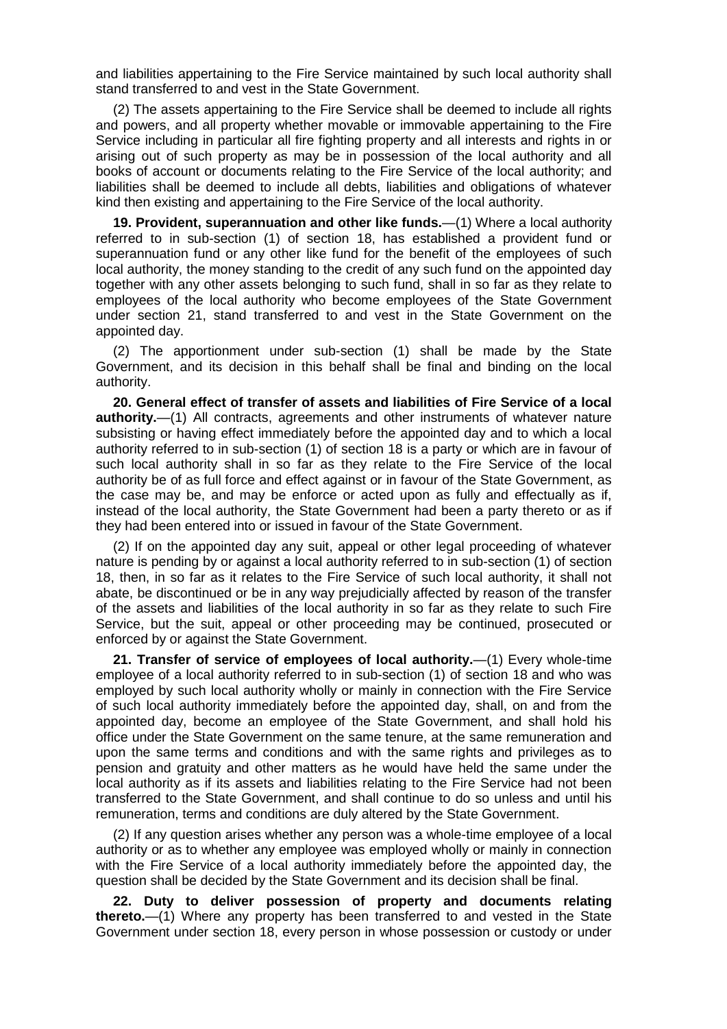and liabilities appertaining to the Fire Service maintained by such local authority shall stand transferred to and vest in the State Government.

(2) The assets appertaining to the Fire Service shall be deemed to include all rights and powers, and all property whether movable or immovable appertaining to the Fire Service including in particular all fire fighting property and all interests and rights in or arising out of such property as may be in possession of the local authority and all books of account or documents relating to the Fire Service of the local authority; and liabilities shall be deemed to include all debts, liabilities and obligations of whatever kind then existing and appertaining to the Fire Service of the local authority.

**19. Provident, superannuation and other like funds.**—(1) Where a local authority referred to in sub-section (1) of section 18, has established a provident fund or superannuation fund or any other like fund for the benefit of the employees of such local authority, the money standing to the credit of any such fund on the appointed day together with any other assets belonging to such fund, shall in so far as they relate to employees of the local authority who become employees of the State Government under section 21, stand transferred to and vest in the State Government on the appointed day.

(2) The apportionment under sub-section (1) shall be made by the State Government, and its decision in this behalf shall be final and binding on the local authority.

**20. General effect of transfer of assets and liabilities of Fire Service of a local authority.**—(1) All contracts, agreements and other instruments of whatever nature subsisting or having effect immediately before the appointed day and to which a local authority referred to in sub-section (1) of section 18 is a party or which are in favour of such local authority shall in so far as they relate to the Fire Service of the local authority be of as full force and effect against or in favour of the State Government, as the case may be, and may be enforce or acted upon as fully and effectually as if, instead of the local authority, the State Government had been a party thereto or as if they had been entered into or issued in favour of the State Government.

(2) If on the appointed day any suit, appeal or other legal proceeding of whatever nature is pending by or against a local authority referred to in sub-section (1) of section 18, then, in so far as it relates to the Fire Service of such local authority, it shall not abate, be discontinued or be in any way prejudicially affected by reason of the transfer of the assets and liabilities of the local authority in so far as they relate to such Fire Service, but the suit, appeal or other proceeding may be continued, prosecuted or enforced by or against the State Government.

**21. Transfer of service of employees of local authority.**—(1) Every whole-time employee of a local authority referred to in sub-section (1) of section 18 and who was employed by such local authority wholly or mainly in connection with the Fire Service of such local authority immediately before the appointed day, shall, on and from the appointed day, become an employee of the State Government, and shall hold his office under the State Government on the same tenure, at the same remuneration and upon the same terms and conditions and with the same rights and privileges as to pension and gratuity and other matters as he would have held the same under the local authority as if its assets and liabilities relating to the Fire Service had not been transferred to the State Government, and shall continue to do so unless and until his remuneration, terms and conditions are duly altered by the State Government.

(2) If any question arises whether any person was a whole-time employee of a local authority or as to whether any employee was employed wholly or mainly in connection with the Fire Service of a local authority immediately before the appointed day, the question shall be decided by the State Government and its decision shall be final.

**22. Duty to deliver possession of property and documents relating thereto.**—(1) Where any property has been transferred to and vested in the State Government under section 18, every person in whose possession or custody or under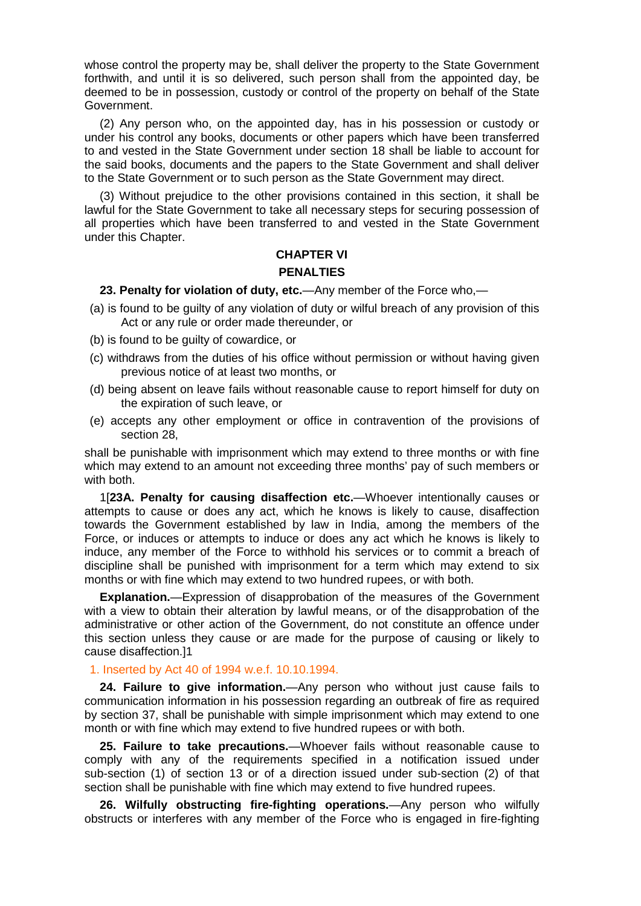whose control the property may be, shall deliver the property to the State Government forthwith, and until it is so delivered, such person shall from the appointed day, be deemed to be in possession, custody or control of the property on behalf of the State Government.

(2) Any person who, on the appointed day, has in his possession or custody or under his control any books, documents or other papers which have been transferred to and vested in the State Government under section 18 shall be liable to account for the said books, documents and the papers to the State Government and shall deliver to the State Government or to such person as the State Government may direct.

(3) Without prejudice to the other provisions contained in this section, it shall be lawful for the State Government to take all necessary steps for securing possession of all properties which have been transferred to and vested in the State Government under this Chapter.

## CHAPTER VI

## PENALTIES

**23. Penalty for violation of duty, etc.**—Any member of the Force who,—

(a) is found to be guilty of any violation of duty or wilful breach of any provision of this Act or any rule or order made thereunder, or

(b) is found to be guilty of cowardice, or

(c) withdraws from the duties of his office without permission or without having given previous notice of at least two months, or

(d) being absent on leave fails without reasonable cause to report himself for duty on the expiration of such leave, or

(e) accepts any other employment or office in contravention of the provisions of section 28,

shall be punishable with imprisonment which may extend to three months or with fine which may extend to an amount not exceeding three months' pay of such members or with both.

1[**23A. Penalty for causing disaffection etc.**—Whoever intentionally causes or attempts to cause or does any act, which he knows is likely to cause, disaffection towards the Government established by law in India, among the members of the Force, or induces or attempts to induce or does any act which he knows is likely to induce, any member of the Force to withhold his services or to commit a breach of discipline shall be punished with imprisonment for a term which may extend to six months or with fine which may extend to two hundred rupees, or with both.

**Explanation.**—Expression of disapprobation of the measures of the Government with a view to obtain their alteration by lawful means, or of the disapprobation of the administrative or other action of the Government, do not constitute an offence under this section unless they cause or are made for the purpose of causing or likely to cause disaffection.]1

1. Inserted by Act 40 of 1994 w.e.f. 10.10.1994.

**24. Failure to give information.**—Any person who without just cause fails to communication information in his possession regarding an outbreak of fire as required by section 37, shall be punishable with simple imprisonment which may extend to one month or with fine which may extend to five hundred rupees or with both.

**25. Failure to take precautions.**—Whoever fails without reasonable cause to comply with any of the requirements specified in a notification issued under sub-section (1) of section 13 or of a direction issued under sub-section (2) of that section shall be punishable with fine which may extend to five hundred rupees.

**26. Wilfully obstructing fire-fighting operations.**—Any person who wilfully obstructs or interferes with any member of the Force who is engaged in fire-fighting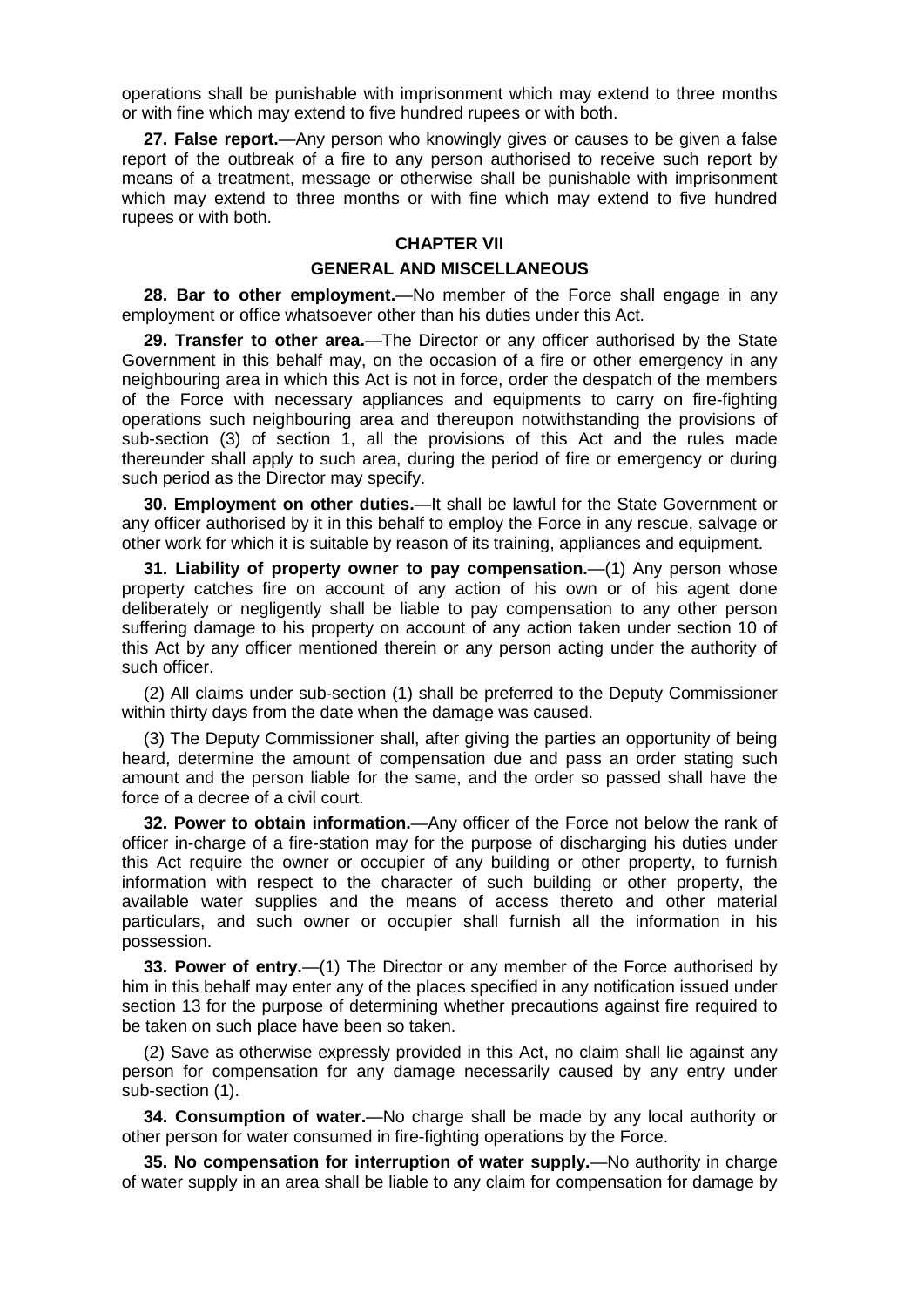operations shall be punishable with imprisonment which may extend to three months or with fine which may extend to five hundred rupees or with both.

**27. False report.**—Any person who knowingly gives or causes to be given a false report of the outbreak of a fire to any person authorised to receive such report by means of a treatment, message or otherwise shall be punishable with imprisonment which may extend to three months or with fine which may extend to five hundred rupees or with both.

## CHAPTER VII

## GENERAL AND MISCELLANEOUS

**28. Bar to other employment.**—No member of the Force shall engage in any employment or office whatsoever other than his duties under this Act.

**29. Transfer to other area.**—The Director or any officer authorised by the State Government in this behalf may, on the occasion of a fire or other emergency in any neighbouring area in which this Act is not in force, order the despatch of the members of the Force with necessary appliances and equipments to carry on fire-fighting operations such neighbouring area and thereupon notwithstanding the provisions of sub-section (3) of section 1, all the provisions of this Act and the rules made thereunder shall apply to such area, during the period of fire or emergency or during such period as the Director may specify.

**30. Employment on other duties.**—It shall be lawful for the State Government or any officer authorised by it in this behalf to employ the Force in any rescue, salvage or other work for which it is suitable by reason of its training, appliances and equipment.

**31. Liability of property owner to pay compensation.**—(1) Any person whose property catches fire on account of any action of his own or of his agent done deliberately or negligently shall be liable to pay compensation to any other person suffering damage to his property on account of any action taken under section 10 of this Act by any officer mentioned therein or any person acting under the authority of such officer.

(2) All claims under sub-section (1) shall be preferred to the Deputy Commissioner within thirty days from the date when the damage was caused.

(3) The Deputy Commissioner shall, after giving the parties an opportunity of being heard, determine the amount of compensation due and pass an order stating such amount and the person liable for the same, and the order so passed shall have the force of a decree of a civil court.

**32. Power to obtain information.**—Any officer of the Force not below the rank of officer in-charge of a fire-station may for the purpose of discharging his duties under this Act require the owner or occupier of any building or other property, to furnish information with respect to the character of such building or other property, the available water supplies and the means of access thereto and other material particulars, and such owner or occupier shall furnish all the information in his possession.

**33. Power of entry.**—(1) The Director or any member of the Force authorised by him in this behalf may enter any of the places specified in any notification issued under section 13 for the purpose of determining whether precautions against fire required to be taken on such place have been so taken.

(2) Save as otherwise expressly provided in this Act, no claim shall lie against any person for compensation for any damage necessarily caused by any entry under sub-section (1).

**34. Consumption of water.**—No charge shall be made by any local authority or other person for water consumed in fire-fighting operations by the Force.

**35. No compensation for interruption of water supply.**—No authority in charge of water supply in an area shall be liable to any claim for compensation for damage by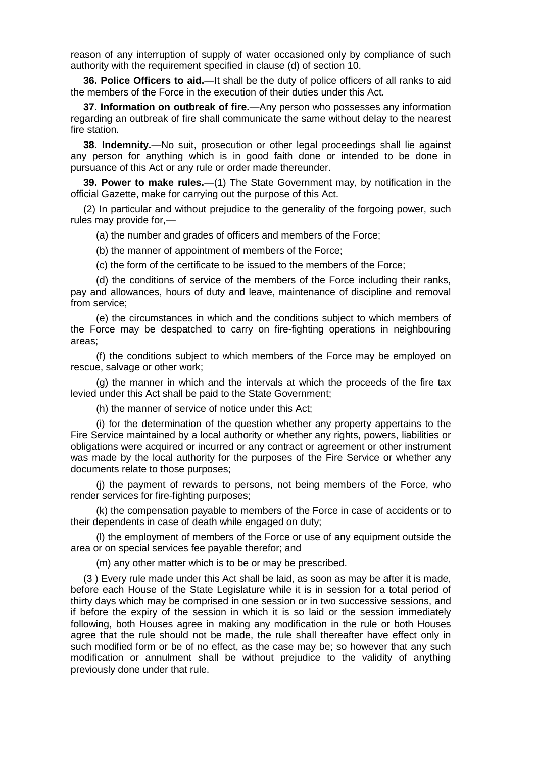reason of any interruption of supply of water occasioned only by compliance of such authority with the requirement specified in clause (d) of section 10.

**36. Police Officers to aid.**—It shall be the duty of police officers of all ranks to aid the members of the Force in the execution of their duties under this Act.

**37. Information on outbreak of fire.**—Any person who possesses any information regarding an outbreak of fire shall communicate the same without delay to the nearest fire station.

**38. Indemnity.**—No suit, prosecution or other legal proceedings shall lie against any person for anything which is in good faith done or intended to be done in pursuance of this Act or any rule or order made thereunder.

**39. Power to make rules.**—(1) The State Government may, by notification in the official Gazette, make for carrying out the purpose of this Act.

(2) In particular and without prejudice to the generality of the forgoing power, such rules may provide for,—

(a) the number and grades of officers and members of the Force;

(b) the manner of appointment of members of the Force;

(c) the form of the certificate to be issued to the members of the Force;

(d) the conditions of service of the members of the Force including their ranks, pay and allowances, hours of duty and leave, maintenance of discipline and removal from service;

(e) the circumstances in which and the conditions subject to which members of the Force may be despatched to carry on fire-fighting operations in neighbouring areas;

(f) the conditions subject to which members of the Force may be employed on rescue, salvage or other work;

(g) the manner in which and the intervals at which the proceeds of the fire tax levied under this Act shall be paid to the State Government;

(h) the manner of service of notice under this Act;

(i) for the determination of the question whether any property appertains to the Fire Service maintained by a local authority or whether any rights, powers, liabilities or obligations were acquired or incurred or any contract or agreement or other instrument was made by the local authority for the purposes of the Fire Service or whether any documents relate to those purposes;

(j) the payment of rewards to persons, not being members of the Force, who render services for fire-fighting purposes;

(k) the compensation payable to members of the Force in case of accidents or to their dependents in case of death while engaged on duty;

(l) the employment of members of the Force or use of any equipment outside the area or on special services fee payable therefor; and

(m) any other matter which is to be or may be prescribed.

(3 ) Every rule made under this Act shall be laid, as soon as may be after it is made, before each House of the State Legislature while it is in session for a total period of thirty days which may be comprised in one session or in two successive sessions, and if before the expiry of the session in which it is so laid or the session immediately following, both Houses agree in making any modification in the rule or both Houses agree that the rule should not be made, the rule shall thereafter have effect only in such modified form or be of no effect, as the case may be; so however that any such modification or annulment shall be without prejudice to the validity of anything previously done under that rule.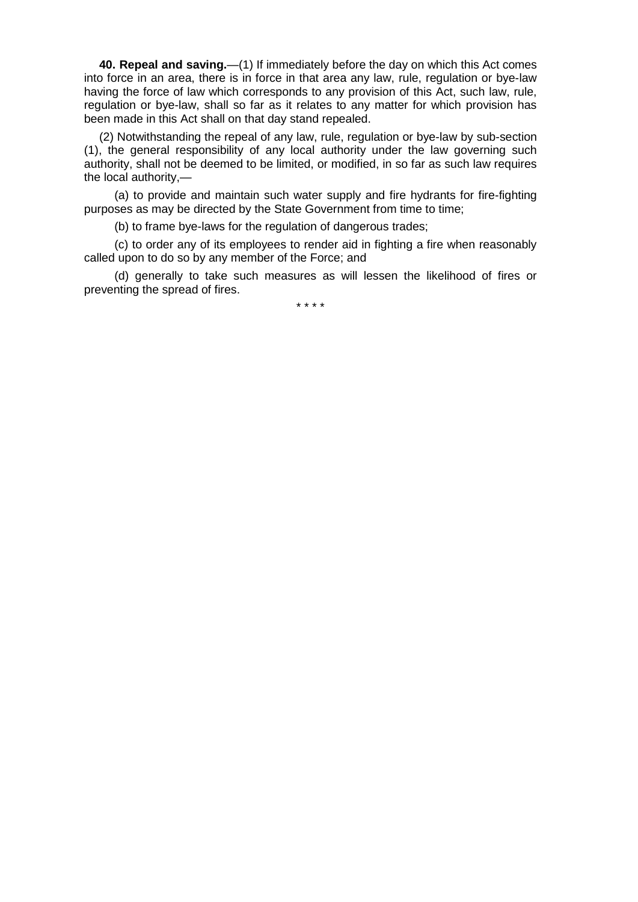**40. Repeal and saving.**—(1) If immediately before the day on which this Act comes into force in an area, there is in force in that area any law, rule, regulation or bye-law having the force of law which corresponds to any provision of this Act, such law, rule, regulation or bye-law, shall so far as it relates to any matter for which provision has been made in this Act shall on that day stand repealed.

(2) Notwithstanding the repeal of any law, rule, regulation or bye-law by sub-section (1), the general responsibility of any local authority under the law governing such authority, shall not be deemed to be limited, or modified, in so far as such law requires the local authority,—

(a) to provide and maintain such water supply and fire hydrants for fire-fighting purposes as may be directed by the State Government from time to time;

(b) to frame bye-laws for the regulation of dangerous trades;

(c) to order any of its employees to render aid in fighting a fire when reasonably called upon to do so by any member of the Force; and

(d) generally to take such measures as will lessen the likelihood of fires or preventing the spread of fires.

\* \* \* \*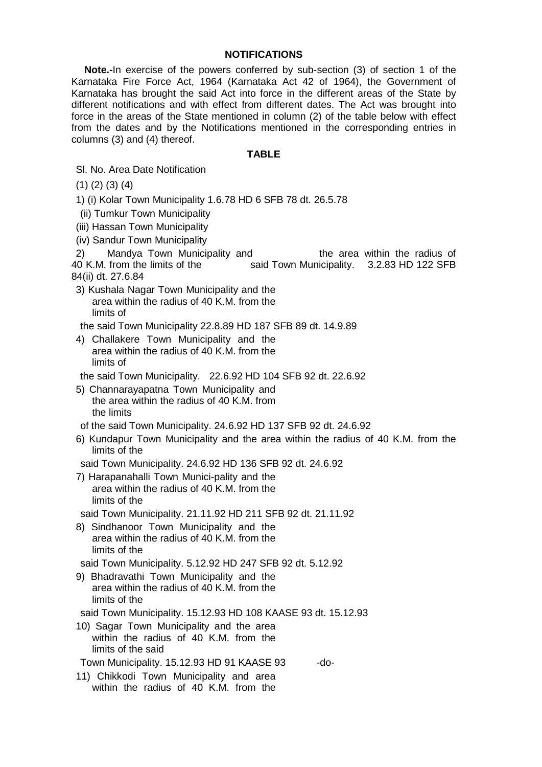## NOTIFICATIONS

**Note.-**In exercise of the powers conferred by sub-section (3) of section 1 of the Karnataka Fire Force Act, 1964 (Karnataka Act 42 of 1964), the Government of Karnataka has brought the said Act into force in the different areas of the State by different notifications and with effect from different dates. The Act was brought into force in the areas of the State mentioned in column (2) of the table below with effect from the dates and by the Notifications mentioned in the corresponding entries in columns (3) and (4) thereof.

### TABLE

| Sl. No. | Area | Date | Notification |
|---|---|---|---|
| (1) | (2) | (3) | (4) |
| 1) | (i) Kolar Town Municipality<br>(ii) Tumkur Town Municipality<br>(iii) Hassan Town Municipality<br>(iv) Sandur Town Municipality | 1.6.78 | HD 6 SFB 78 dt. 26.5.78 |
| 2) | Mandya Town Municipality and the area within the radius of 40 K.M. from the limits of the said Town Municipality. | 3.2.83 | HD 122 SFB 84(ii) dt. 27.6.84 |
| 3) | Kushala Nagar Town Municipality and the area within the radius of 40 K.M. from the limits of the said Town Municipality | 22.8.89 | HD 187 SFB 89 dt. 14.9.89 |
| 4) | Challakere Town Municipality and the area within the radius of 40 K.M. from the limits of the said Town Municipality. | 22.6.92 | HD 104 SFB 92 dt. 22.6.92 |
| 5) | Channarayapatna Town Municipality and the area within the radius of 40 K.M. from the limits of the said Town Municipality. | 24.6.92 | HD 137 SFB 92 dt. 24.6.92 |
| 6) | Kundapur Town Municipality and the area within the radius of 40 K.M. from the limits of the said Town Municipality. | 24.6.92 | HD 136 SFB 92 dt. 24.6.92 |
| 7) | Harapanahalli Town Munici-pality and the area within the radius of 40 K.M. from the limits of the said Town Municipality. | 21.11.92 | HD 211 SFB 92 dt. 21.11.92 |
| 8) | Sindhanoor Town Municipality and the area within the radius of 40 K.M. from the limits of the said Town Municipality. | 5.12.92 | HD 247 SFB 92 dt. 5.12.92 |
| 9) | Bhadravathi Town Municipality and the area within the radius of 40 K.M. from the limits of the said Town Municipality. | 15.12.93 | HD 108 KAASE 93 dt. 15.12.93 |
| 10) | Sagar Town Municipality and the area within the radius of 40 K.M. from the limits of the said Town Municipality. | 15.12.93 | HD 91 KAASE 93 -do- |
| 11) | Chikkodi Town Municipality and area within the radius of 40 K.M. from the | | |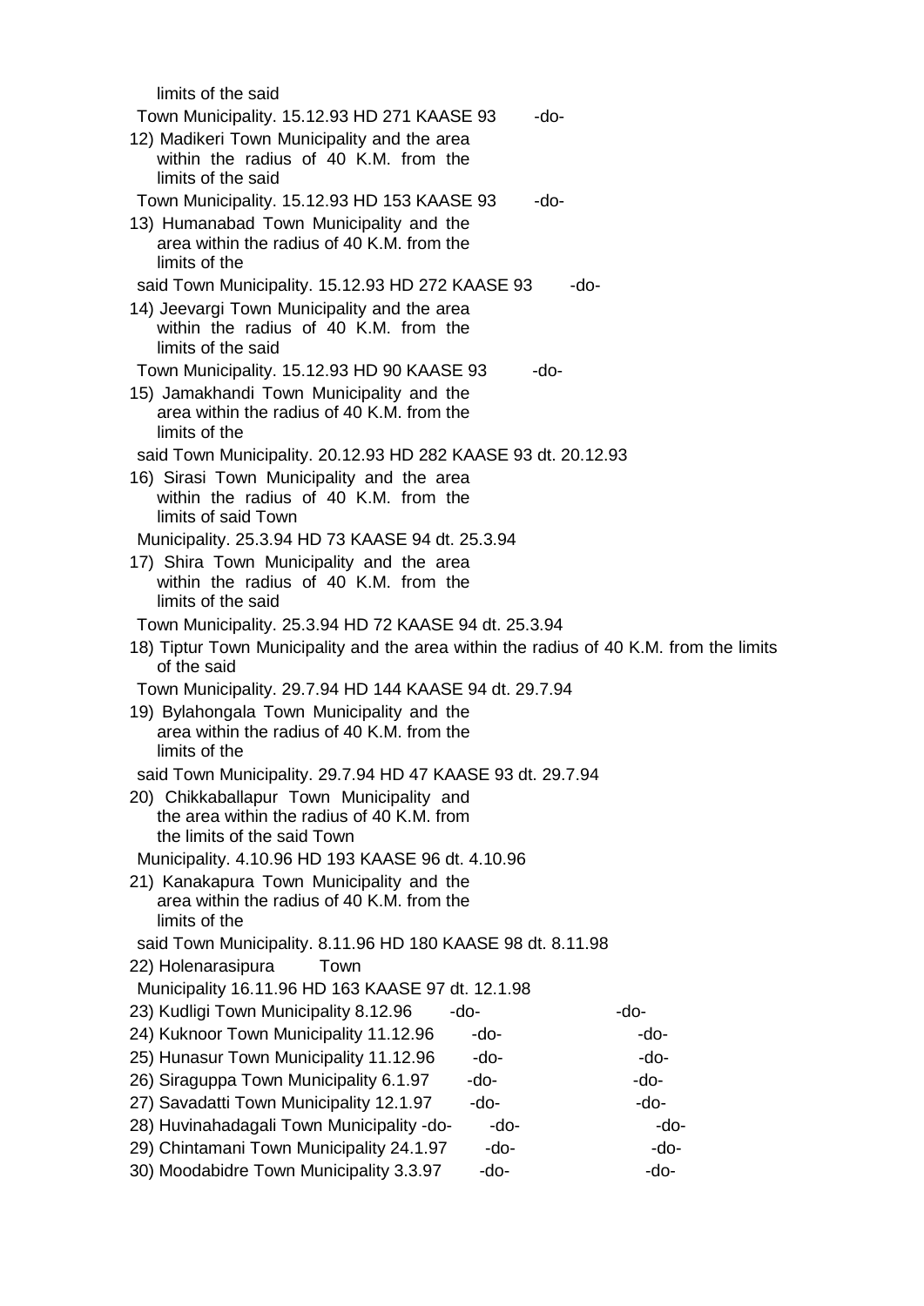limits of the said

Town Municipality. 15.12.93 HD 271 KAASE 93 -do-

12) Madikeri Town Municipality and the area within the radius of 40 K.M. from the limits of the said

Town Municipality. 15.12.93 HD 153 KAASE 93 -do-

13) Humanabad Town Municipality and the area within the radius of 40 K.M. from the limits of the

said Town Municipality. 15.12.93 HD 272 KAASE 93 -do-

14) Jeevargi Town Municipality and the area within the radius of 40 K.M. from the limits of the said

Town Municipality. 15.12.93 HD 90 KAASE 93 -do-

15) Jamakhandi Town Municipality and the area within the radius of 40 K.M. from the limits of the

said Town Municipality. 20.12.93 HD 282 KAASE 93 dt. 20.12.93

16) Sirasi Town Municipality and the area within the radius of 40 K.M. from the limits of said Town

Municipality. 25.3.94 HD 73 KAASE 94 dt. 25.3.94

17) Shira Town Municipality and the area within the radius of 40 K.M. from the limits of the said

Town Municipality. 25.3.94 HD 72 KAASE 94 dt. 25.3.94

18) Tiptur Town Municipality and the area within the radius of 40 K.M. from the limits of the said

Town Municipality. 29.7.94 HD 144 KAASE 94 dt. 29.7.94

19) Bylahongala Town Municipality and the area within the radius of 40 K.M. from the limits of the

said Town Municipality. 29.7.94 HD 47 KAASE 93 dt. 29.7.94

20) Chikkaballapur Town Municipality and the area within the radius of 40 K.M. from the limits of the said Town

Municipality. 4.10.96 HD 193 KAASE 96 dt. 4.10.96

21) Kanakapura Town Municipality and the area within the radius of 40 K.M. from the limits of the

said Town Municipality. 8.11.96 HD 180 KAASE 98 dt. 8.11.98

22) Holenarasipura Town

Municipality 16.11.96 HD 163 KAASE 97 dt. 12.1.98

23) Kudligi Town Municipality 8.12.96 -do- -do-

24) Kuknoor Town Municipality 11.12.96 -do- -do-

25) Hunasur Town Municipality 11.12.96 -do- -do-

26) Siraguppa Town Municipality 6.1.97 -do- -do-

27) Savadatti Town Municipality 12.1.97 -do- -do-

28) Huvinahadagali Town Municipality -do- -do- -do-

29) Chintamani Town Municipality 24.1.97 -do- -do-

30) Moodabidre Town Municipality 3.3.97 -do- -do-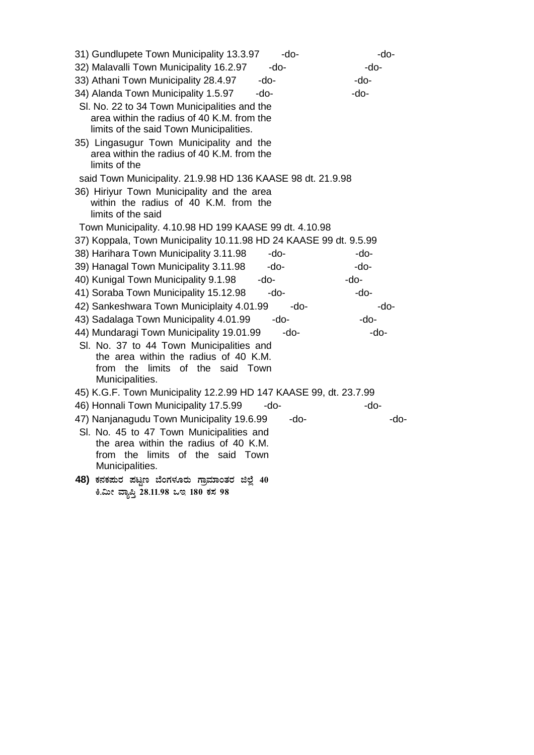31) Gundlupete Town Municipality 13.3.97 -do- -do-

32) Malavalli Town Municipality 16.2.97 -do- -do-

33) Athani Town Municipality 28.4.97 -do- -do-

34) Alanda Town Municipality 1.5.97 -do- -do-

Sl. No. 22 to 34 Town Municipalities and the area within the radius of 40 K.M. from the limits of the said Town Municipalities.

35) Lingasugur Town Municipality and the area within the radius of 40 K.M. from the limits of the said Town Municipality. 21.9.98 HD 136 KAASE 98 dt. 21.9.98

36) Hiriyur Town Municipality and the area within the radius of 40 K.M. from the limits of the said Town Municipality. 4.10.98 HD 199 KAASE 99 dt. 4.10.98

37) Koppala, Town Municipality 10.11.98 HD 24 KAASE 99 dt. 9.5.99

38) Harihara Town Municipality 3.11.98 -do- -do-

39) Hanagal Town Municipality 3.11.98 -do- -do-

40) Kunigal Town Municipality 9.1.98 -do- -do-

41) Soraba Town Municipality 15.12.98 -do- -do-

42) Sankeshwara Town Municiplaity 4.01.99 -do- -do-

43) Sadalaga Town Municipality 4.01.99 -do- -do-

44) Mundaragi Town Municipality 19.01.99 -do- -do-

Sl. No. 37 to 44 Town Municipalities and the area within the radius of 40 K.M. from the limits of the said Town Municipalities.

45) K.G.F. Town Municipality 12.2.99 HD 147 KAASE 99, dt. 23.7.99

46) Honnali Town Municipality 17.5.99 -do- -do-

47) Nanjanagudu Town Municipality 19.6.99 -do- -do-

Sl. No. 45 to 47 Town Municipalities and the area within the radius of 40 K.M. from the limits of the said Town Municipalities.

**48)** ಕನಕಪುರ ಪಟ್ಟಣ ಬೆಂಗಳೂರು ಗ್ರಾಮಾಂತರ ಜಿಲ್ಲೆ 40 ಕಿ.ಮೀ ವ್ಯಾಪ್ತಿ 28.11.98 ಒಇ 180 ಕಸ 98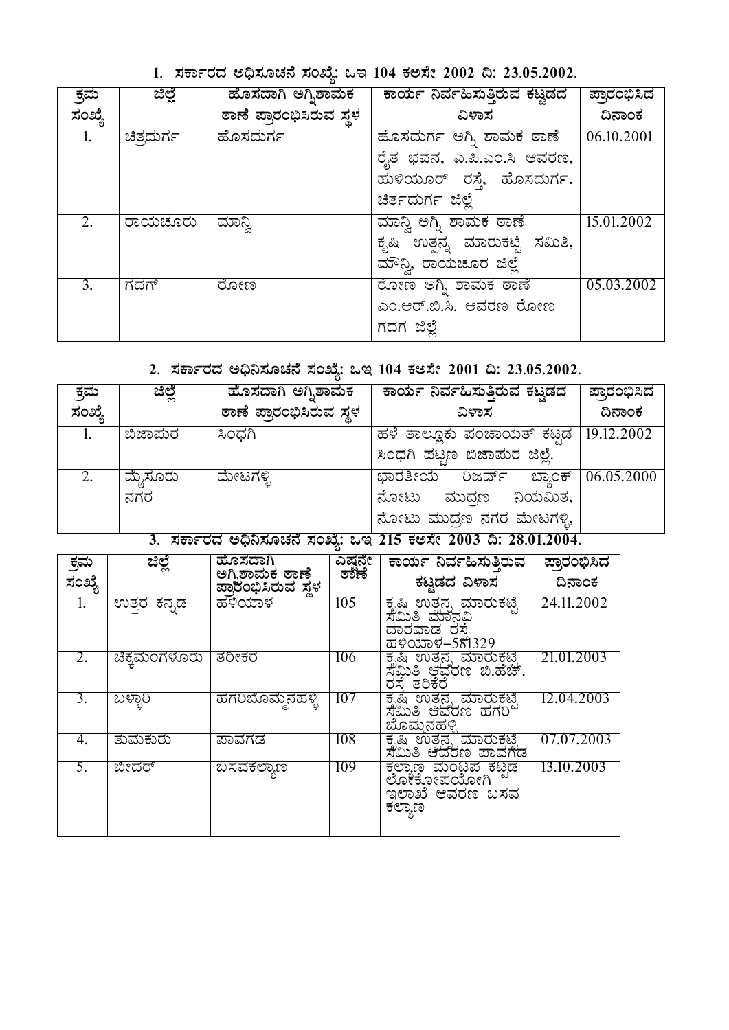### 1. ಸರ್ಕಾರದ ಅಧಿಸೂಚನೆ ಸಂಖ್ಯೆ: ಒಇ 104 ಕಅಸೇ 2002 ದಿ: 23.05.2002.

| ಕ್ರಮ ಸಂಖ್ಯೆ | ಜಿಲ್ಲೆ | ಹೊಸದಾಗಿ ಅಗ್ನಿಶಾಮಕ ಠಾಣೆ ಪ್ರಾರಂಭಿಸಿರುವ ಸ್ಥಳ | ಕಾರ್ಯ ನಿರ್ವಹಿಸುತ್ತಿರುವ ಕಟ್ಟಡದ ವಿಳಾಸ | ಪ್ರಾರಂಭಿಸಿದ ದಿನಾಂಕ |
|---|---|---|---|---|
| 1. | ಚಿತ್ರದುರ್ಗ | ಹೊಸದುರ್ಗ | ಹೊಸದುರ್ಗ ಅಗ್ನಿ ಶಾಮಕ ಠಾಣೆ ರೈತ ಭವನ, ಎ.ಪಿ.ಎಂ.ಸಿ ಆವರಣ, ಹುಳಿಯೂರ್ ರಸ್ತೆ, ಹೊಸದುರ್ಗ, ಚಿರ್ತದುರ್ಗ ಜಿಲ್ಲೆ | 06.10.2001 |
| 2. | ರಾಯಚೂರು | ಮಾನ್ವಿ | ಮಾನ್ವಿ ಅಗ್ನಿ ಶಾಮಕ ಠಾಣೆ ಕೃಷಿ ಉತ್ಪನ್ನ ಮಾರುಕಟ್ಟೆ ಸಮಿತಿ, ಮೌನ್ವಿ, ರಾಯಚೂರ ಜಿಲ್ಲೆ | 15.01.2002 |
| 3. | ಗದಗ್ | ರೋಣ | ರೋಣ ಅಗ್ನಿ ಶಾಮಕ ಠಾಣೆ ಎಂ.ಆರ್.ಬಿ.ಸಿ. ಆವರಣ ರೋಣ ಗದಗ ಜಿಲ್ಲೆ | 05.03.2002 |

### 2. ಸರ್ಕಾರದ ಅಧಿನಿಸೂಚನೆ ಸಂಖ್ಯೆ: ಒಇ 104 ಕಅಸೇ 2001 ದಿ: 23.05.2002.

| ಕ್ರಮ ಸಂಖ್ಯೆ | ಜಿಲ್ಲೆ | ಹೊಸದಾಗಿ ಅಗ್ನಿಶಾಮಕ ಠಾಣೆ ಪ್ರಾರಂಭಿಸಿರುವ ಸ್ಥಳ | ಕಾರ್ಯ ನಿರ್ವಹಿಸುತ್ತಿರುವ ಕಟ್ಟಡದ ವಿಳಾಸ | ಪ್ರಾರಂಭಿಸಿದ ದಿನಾಂಕ |
|---|---|---|---|---|
| 1. | ಬಿಜಾಪುರ | ಸಿಂಧಗಿ | ಹಳೆ ತಾಲ್ಲೂಕು ಪಂಚಾಯತ್ ಕಟ್ಟಡ ಸಿಂಧಗಿ ಪಟ್ಟಣ ಬಿಜಾಪುರ ಜಿಲ್ಲೆ. | 19.12.2002 |
| 2. | ಮೈಸೂರು ನಗರ | ಮೇಟಗಳ್ಳಿ | ಭಾರತೀಯ ರಿಜರ್ವ್ ಬ್ಯಾಂಕ್ ನೋಟು ಮುದ್ರಣ ನಿಯಮಿತ, ನೋಟು ಮುದ್ರಣ ನಗರ ಮೇಟಗಳ್ಳಿ, | 06.05.2000 |

### 3. ಸರ್ಕಾರದ ಅಧಿನಿಸೂಚನೆ ಸಂಖ್ಯೆ: ಒಇ 215 ಕಅಸೇ 2003 ದಿ: 28.01.2004.

| ಕ್ರಮ ಸಂಖ್ಯೆ | ಜಿಲ್ಲೆ | ಹೊಸದಾಗಿ ಅಗ್ನಿಶಾಮಕ ಠಾಣೆ ಪ್ರಾರಂಭಿಸಿರುವ ಸ್ಥಳ | ಎಷ್ಟನೇ ಠಾಣೆ | ಕಾರ್ಯ ನಿರ್ವಹಿಸುತ್ತಿರುವ ಕಟ್ಟಡದ ವಿಳಾಸ | ಪ್ರಾರಂಭಿಸಿದ ದಿನಾಂಕ |
|---|---|---|---|---|---|
| 1. | ಉತ್ತರ ಕನ್ನಡ | ಹಳಿಯಾಳ | 105 | ಕೃಷಿ ಉತ್ಪನ್ನ ಮಾರುಕಟ್ಟೆ ಸಮಿತಿ ಮಾನ್ವಿ ದಾರವಾಡ ರಸ್ತೆ ಹಳಿಯಾಳ–581329 | 24.11.2002 |
| 2. | ಚಿಕ್ಕಮಂಗಳೂರು | ತರೀಕೆರೆ | 106 | ಕೃಷಿ ಉತ್ಪನ್ನ ಮಾರುಕಟ್ಟೆ ಸಮಿತಿ ಆವರಣ ಬಿ.ಹೆಚ್. ರಸ್ತೆ ತರಿಕೆರೆ | 21.01.2003 |
| 3. | ಬಳ್ಳಾರಿ | ಹಗರಿಬೊಮ್ಮನಹಳ್ಳಿ | 107 | ಕೃಷಿ ಉತ್ಪನ್ನ ಮಾರುಕಟ್ಟೆ ಸಮಿತಿ ಆವರಣ ಹಗರಿ ಬೊಮ್ಮನಹಳ್ಳಿ | 12.04.2003 |
| 4. | ತುಮಕುರು | ಪಾವಗಡ | 108 | ಕೃಷಿ ಉತ್ಪನ್ನ ಮಾರುಕಟ್ಟೆ ಸಮಿತಿ ಆವರಣ ಪಾವಗಡ | 07.07.2003 |
| 5. | ಬೀದರ್ | ಬಸವಕಲ್ಯಾಣ | 109 | ಕಲ್ಯಾಣ ಮಂಟಪ ಕಟ್ಟಡ ಲೋಕೋಪಯೋಗಿ ಇಲಾಖೆ ಆವರಣ ಬಸವ ಕಲ್ಯಾಣ | 13.10.2003 |